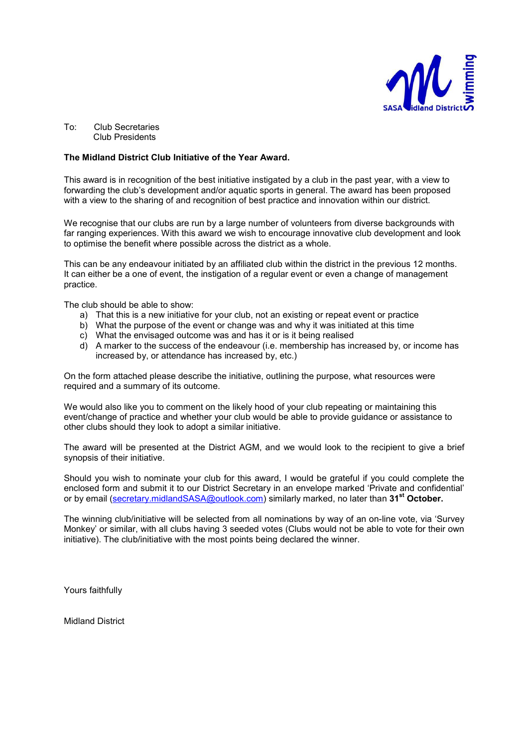To: Club Secretaries
Club Presidents

**The Midland District Club Initiative of the Year Award.**

This award is in recognition of the best initiative instigated by a club in the past year, with a view to forwarding the club's development and/or aquatic sports in general. The award has been proposed with a view to the sharing of and recognition of best practice and innovation within our district.

We recognise that our clubs are run by a large number of volunteers from diverse backgrounds with far ranging experiences. With this award we wish to encourage innovative club development and look to optimise the benefit where possible across the district as a whole.

This can be any endeavour initiated by an affiliated club within the district in the previous 12 months. It can either be a one of event, the instigation of a regular event or even a change of management practice.

The club should be able to show:

a) That this is a new initiative for your club, not an existing or repeat event or practice
b) What the purpose of the event or change was and why it was initiated at this time
c) What the envisaged outcome was and has it or is it being realised
d) A marker to the success of the endeavour (i.e. membership has increased by, or income has increased by, or attendance has increased by, etc.)

On the form attached please describe the initiative, outlining the purpose, what resources were required and a summary of its outcome.

We would also like you to comment on the likely hood of your club repeating or maintaining this event/change of practice and whether your club would be able to provide guidance or assistance to other clubs should they look to adopt a similar initiative.

The award will be presented at the District AGM, and we would look to the recipient to give a brief synopsis of their initiative.

Should you wish to nominate your club for this award, I would be grateful if you could complete the enclosed form and submit it to our District Secretary in an envelope marked 'Private and confidential' or by email (secretary.midlandSASA@outlook.com) similarly marked, no later than **31st October.**

The winning club/initiative will be selected from all nominations by way of an on-line vote, via 'Survey Monkey' or similar, with all clubs having 3 seeded votes (Clubs would not be able to vote for their own initiative). The club/initiative with the most points being declared the winner.

Yours faithfully

Midland District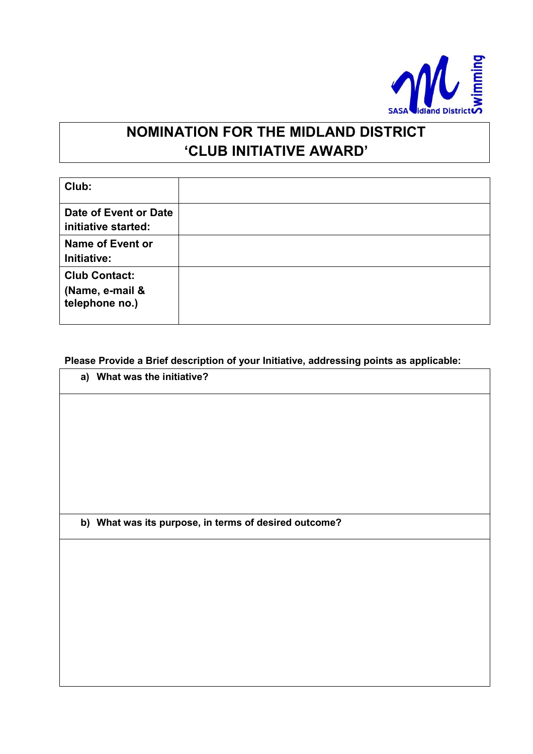# NOMINATION FOR THE MIDLAND DISTRICT 'CLUB INITIATIVE AWARD'

| | |
|---|---|
| **Club:** | |
| **Date of Event or Date initiative started:** | |
| **Name of Event or Initiative:** | |
| **Club Contact: (Name, e-mail & telephone no.)** | |

**Please Provide a Brief description of your Initiative, addressing points as applicable:**

**a) What was the initiative?**

**b) What was its purpose, in terms of desired outcome?**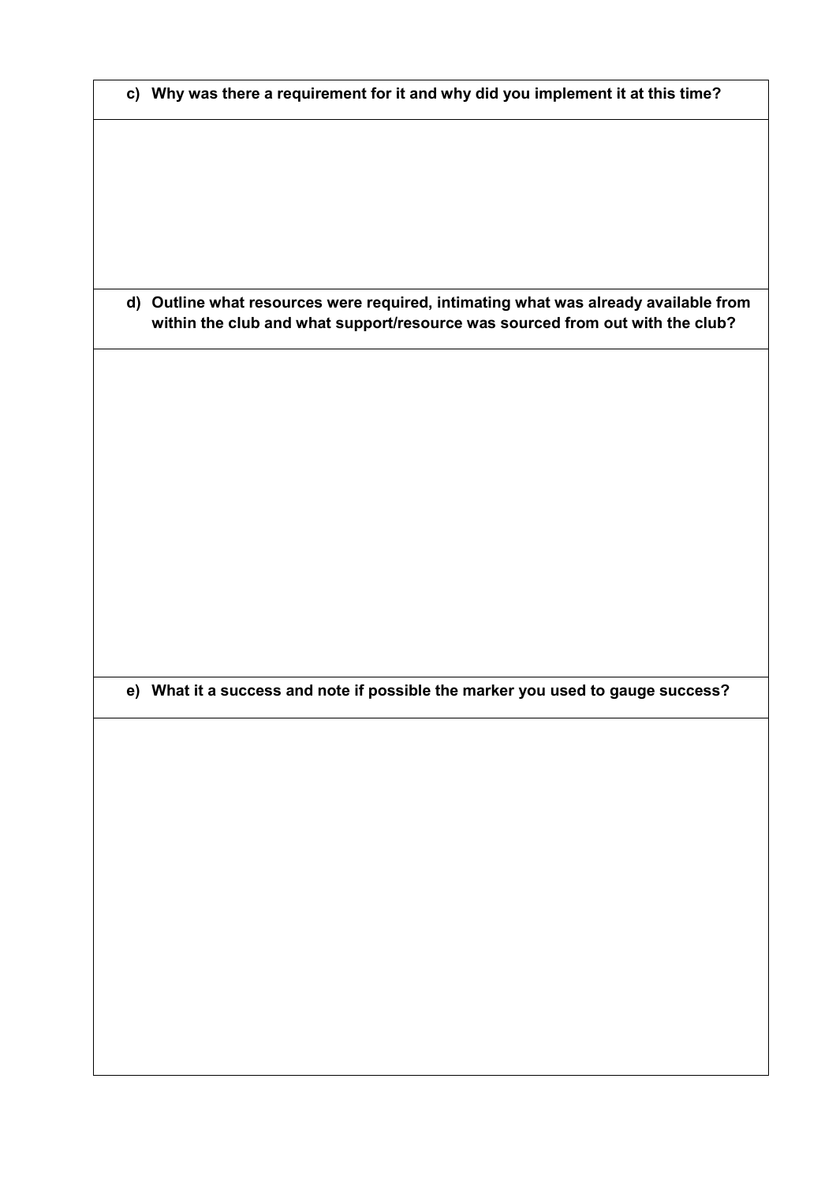**c) Why was there a requirement for it and why did you implement it at this time?**

**d) Outline what resources were required, intimating what was already available from within the club and what support/resource was sourced from out with the club?**

**e) What it a success and note if possible the marker you used to gauge success?**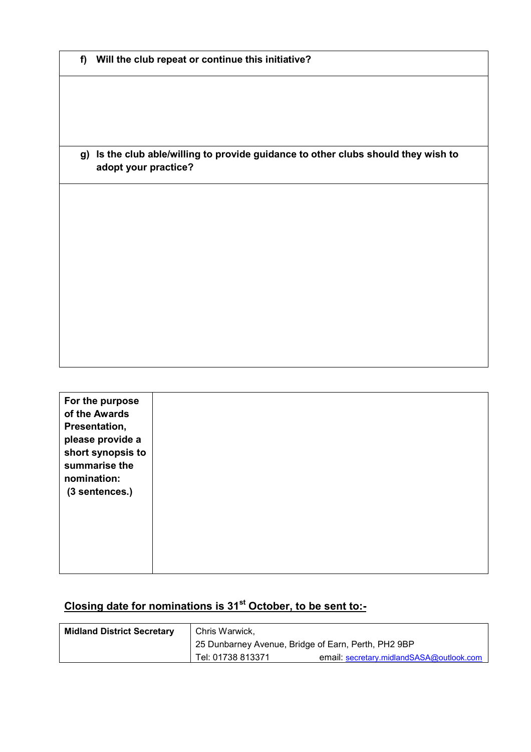| |
|---|
| **f) Will the club repeat or continue this initiative?** |
| |
| **g) Is the club able/willing to provide guidance to other clubs should they wish to adopt your practice?** |
| |

| | |
|---|---|
| **For the purpose of the Awards Presentation, please provide a short synopsis to summarise the nomination: (3 sentences.)** | |

## Closing date for nominations is 31st October, to be sent to:-

| | |
|---|---|
| **Midland District Secretary** | Chris Warwick,<br>25 Dunbarney Avenue, Bridge of Earn, Perth, PH2 9BP<br>Tel: 01738 813371 email: secretary.midlandSASA@outlook.com |